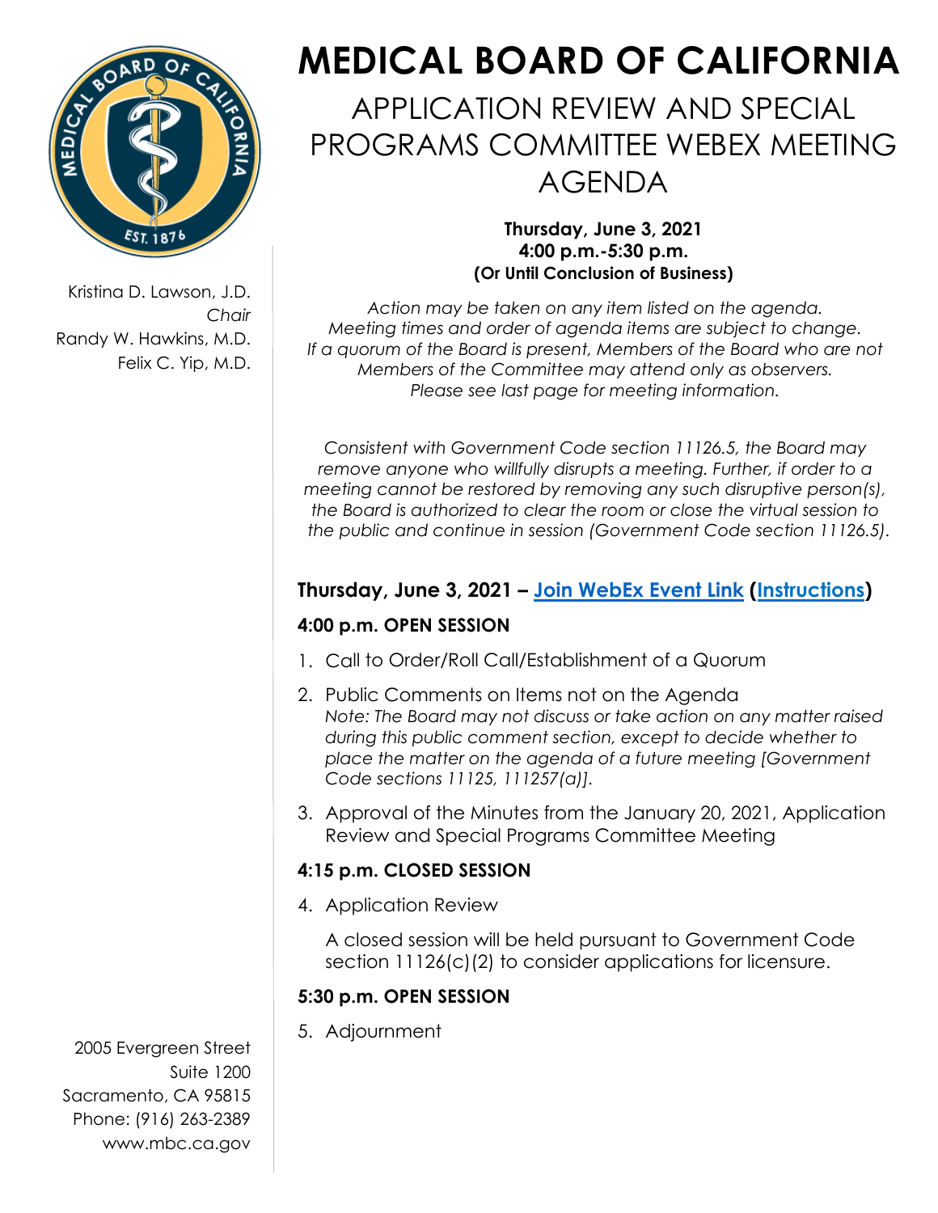# MEDICAL BOARD OF CALIFORNIA

## APPLICATION REVIEW AND SPECIAL PROGRAMS COMMITTEE WEBEX MEETING AGENDA

Kristina D. Lawson, J.D.
*Chair*
Randy W. Hawkins, M.D.
Felix C. Yip, M.D.

**Thursday, June 3, 2021**
**4:00 p.m.-5:30 p.m.**
**(Or Until Conclusion of Business)**

*Action may be taken on any item listed on the agenda. Meeting times and order of agenda items are subject to change. If a quorum of the Board is present, Members of the Board who are not Members of the Committee may attend only as observers. Please see last page for meeting information.*

*Consistent with Government Code section 11126.5, the Board may remove anyone who willfully disrupts a meeting. Further, if order to a meeting cannot be restored by removing any such disruptive person(s), the Board is authorized to clear the room or close the virtual session to the public and continue in session (Government Code section 11126.5).*

### Thursday, June 3, 2021 – Join WebEx Event Link (Instructions)

#### 4:00 p.m. OPEN SESSION

1. Call to Order/Roll Call/Establishment of a Quorum
2. Public Comments on Items not on the Agenda
   *Note: The Board may not discuss or take action on any matter raised during this public comment section, except to decide whether to place the matter on the agenda of a future meeting [Government Code sections 11125, 111257(a)].*
3. Approval of the Minutes from the January 20, 2021, Application Review and Special Programs Committee Meeting

#### 4:15 p.m. CLOSED SESSION

4. Application Review

   A closed session will be held pursuant to Government Code section 11126(c)(2) to consider applications for licensure.

#### 5:30 p.m. OPEN SESSION

5. Adjournment

2005 Evergreen Street
Suite 1200
Sacramento, CA 95815
Phone: (916) 263-2389
www.mbc.ca.gov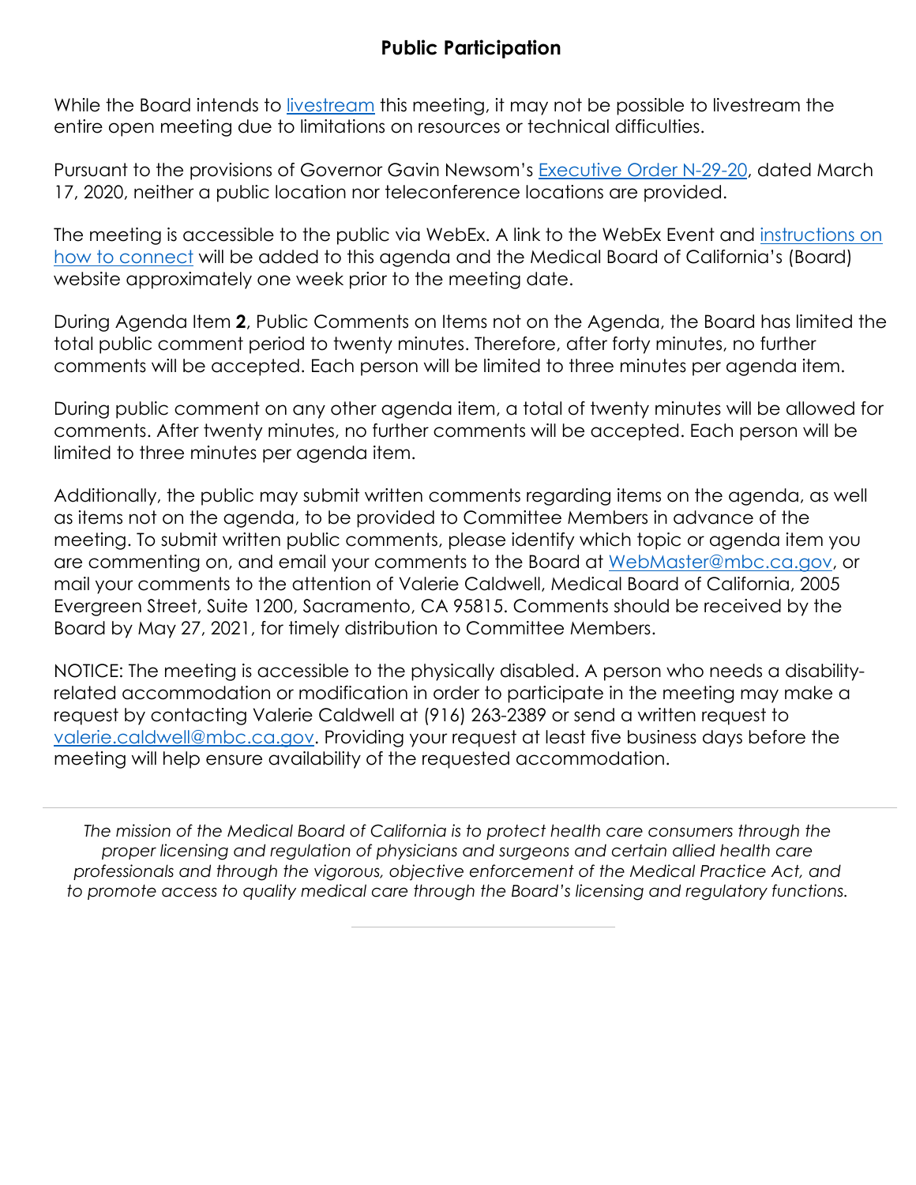## Public Participation

While the Board intends to livestream this meeting, it may not be possible to livestream the entire open meeting due to limitations on resources or technical difficulties.

Pursuant to the provisions of Governor Gavin Newsom's Executive Order N-29-20, dated March 17, 2020, neither a public location nor teleconference locations are provided.

The meeting is accessible to the public via WebEx. A link to the WebEx Event and instructions on how to connect will be added to this agenda and the Medical Board of California's (Board) website approximately one week prior to the meeting date.

During Agenda Item **2**, Public Comments on Items not on the Agenda, the Board has limited the total public comment period to twenty minutes. Therefore, after forty minutes, no further comments will be accepted. Each person will be limited to three minutes per agenda item.

During public comment on any other agenda item, a total of twenty minutes will be allowed for comments. After twenty minutes, no further comments will be accepted. Each person will be limited to three minutes per agenda item.

Additionally, the public may submit written comments regarding items on the agenda, as well as items not on the agenda, to be provided to Committee Members in advance of the meeting. To submit written public comments, please identify which topic or agenda item you are commenting on, and email your comments to the Board at WebMaster@mbc.ca.gov, or mail your comments to the attention of Valerie Caldwell, Medical Board of California, 2005 Evergreen Street, Suite 1200, Sacramento, CA 95815. Comments should be received by the Board by May 27, 2021, for timely distribution to Committee Members.

NOTICE: The meeting is accessible to the physically disabled. A person who needs a disability-related accommodation or modification in order to participate in the meeting may make a request by contacting Valerie Caldwell at (916) 263-2389 or send a written request to valerie.caldwell@mbc.ca.gov. Providing your request at least five business days before the meeting will help ensure availability of the requested accommodation.

---

*The mission of the Medical Board of California is to protect health care consumers through the proper licensing and regulation of physicians and surgeons and certain allied health care professionals and through the vigorous, objective enforcement of the Medical Practice Act, and to promote access to quality medical care through the Board's licensing and regulatory functions.*